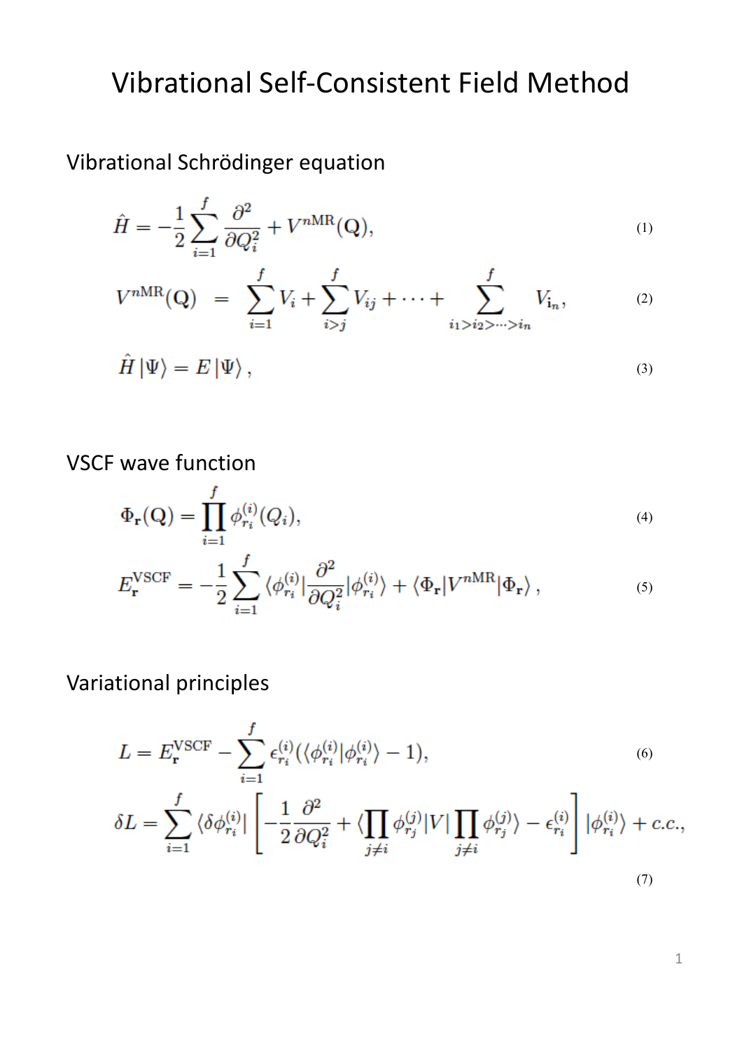# Vibrational Self-Consistent Field Method

## Vibrational Schrödinger equation

$$\hat{H} = -\frac{1}{2}\sum_{i=1}^{f}\frac{\partial^2}{\partial Q_i^2} + V^{n\mathrm{MR}}(\mathbf{Q}), \tag{1}$$

$$V^{n\mathrm{MR}}(\mathbf{Q}) = \sum_{i=1}^{f} V_i + \sum_{i>j}^{f} V_{ij} + \cdots + \sum_{i_1>i_2>\cdots>i_n}^{f} V_{\mathbf{i}_n}, \tag{2}$$

$$\hat{H}\left|\Psi\right\rangle = E\left|\Psi\right\rangle, \tag{3}$$

## VSCF wave function

$$\Phi_{\mathbf{r}}(\mathbf{Q}) = \prod_{i=1}^{f}\phi_{r_i}^{(i)}(Q_i), \tag{4}$$

$$E_{\mathbf{r}}^{\mathrm{VSCF}} = -\frac{1}{2}\sum_{i=1}^{f}\langle\phi_{r_i}^{(i)}|\frac{\partial^2}{\partial Q_i^2}|\phi_{r_i}^{(i)}\rangle + \langle\Phi_{\mathbf{r}}|V^{n\mathrm{MR}}|\Phi_{\mathbf{r}}\rangle, \tag{5}$$

## Variational principles

$$L = E_{\mathbf{r}}^{\mathrm{VSCF}} - \sum_{i=1}^{f}\epsilon_{r_i}^{(i)}(\langle\phi_{r_i}^{(i)}|\phi_{r_i}^{(i)}\rangle - 1), \tag{6}$$

$$\delta L = \sum_{i=1}^{f}\langle\delta\phi_{r_i}^{(i)}|\left[-\frac{1}{2}\frac{\partial^2}{\partial Q_i^2} + \langle\prod_{j\neq i}\phi_{r_j}^{(j)}|V|\prod_{j\neq i}\phi_{r_j}^{(j)}\rangle - \epsilon_{r_i}^{(i)}\right]|\phi_{r_i}^{(i)}\rangle + c.c., \tag{7}$$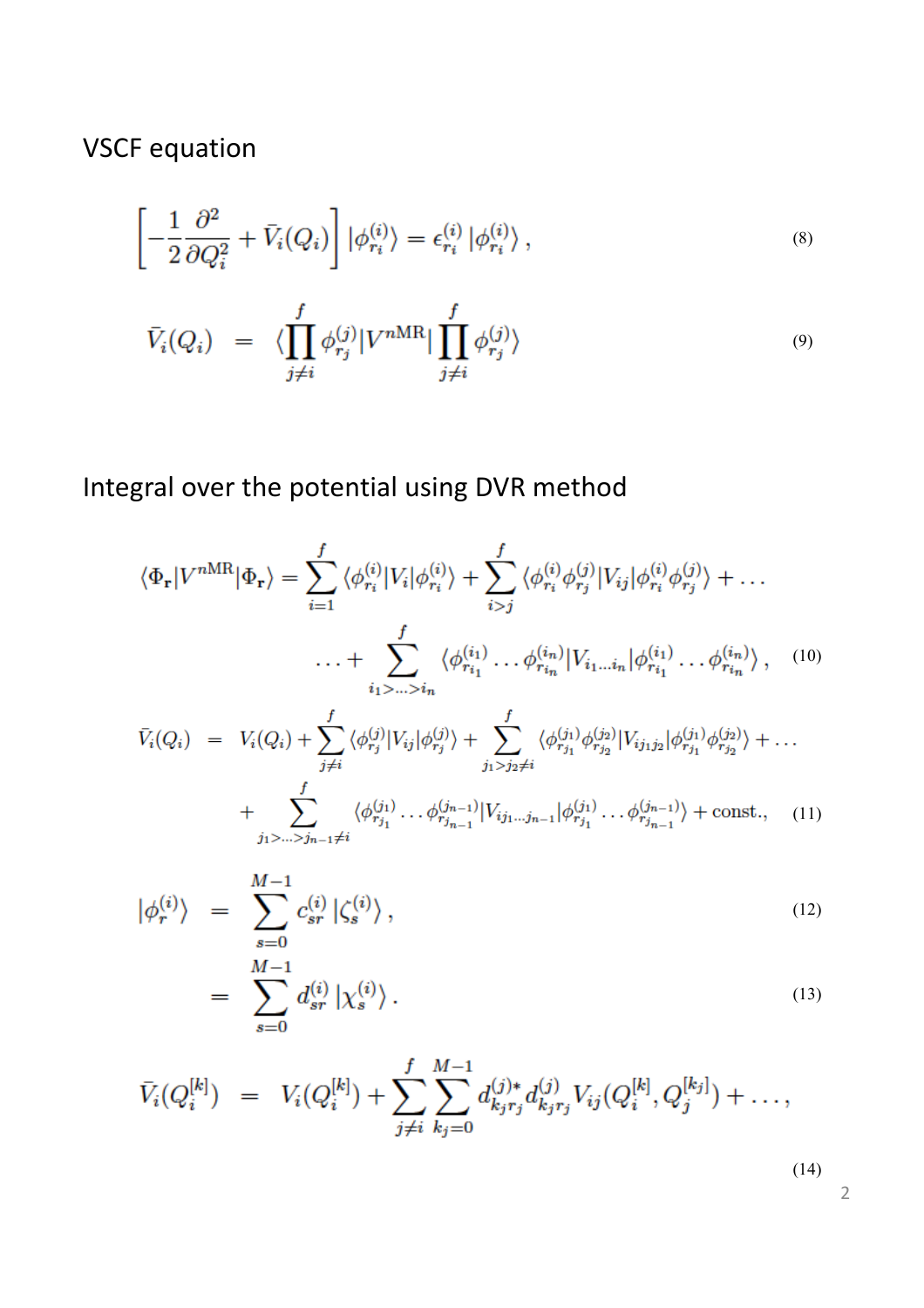## VSCF equation

$$\left[-\frac{1}{2}\frac{\partial^2}{\partial Q_i^2} + \bar{V}_i(Q_i)\right]|\phi_{r_i}^{(i)}\rangle = \epsilon_{r_i}^{(i)}\,|\phi_{r_i}^{(i)}\rangle\,, \tag{8}$$

$$\bar{V}_i(Q_i) \;=\; \langle\prod_{j\neq i}^{f}\phi_{r_j}^{(j)}|V^{n\mathrm{MR}}|\prod_{j\neq i}^{f}\phi_{r_j}^{(j)}\rangle \tag{9}$$

## Integral over the potential using DVR method

$$\langle\Phi_{\mathbf{r}}|V^{n\mathrm{MR}}|\Phi_{\mathbf{r}}\rangle = \sum_{i=1}^{f}\langle\phi_{r_i}^{(i)}|V_i|\phi_{r_i}^{(i)}\rangle + \sum_{i>j}^{f}\langle\phi_{r_i}^{(i)}\phi_{r_j}^{(j)}|V_{ij}|\phi_{r_i}^{(i)}\phi_{r_j}^{(j)}\rangle + \ldots$$
$$\ldots + \sum_{i_1>\ldots>i_n}^{f}\langle\phi_{r_{i_1}}^{(i_1)}\ldots\phi_{r_{i_n}}^{(i_n)}|V_{i_1\ldots i_n}|\phi_{r_{i_1}}^{(i_1)}\ldots\phi_{r_{i_n}}^{(i_n)}\rangle\,, \tag{10}$$

$$\bar{V}_i(Q_i) \;=\; V_i(Q_i) + \sum_{j\neq i}^{f}\langle\phi_{r_j}^{(j)}|V_{ij}|\phi_{r_j}^{(j)}\rangle + \sum_{j_1>j_2\neq i}^{f}\langle\phi_{r_{j_1}}^{(j_1)}\phi_{r_{j_2}}^{(j_2)}|V_{ij_1j_2}|\phi_{r_{j_1}}^{(j_1)}\phi_{r_{j_2}}^{(j_2)}\rangle + \ldots$$
$$+ \sum_{j_1>\ldots>j_{n-1}\neq i}^{f}\langle\phi_{r_{j_1}}^{(j_1)}\ldots\phi_{r_{j_{n-1}}}^{(j_{n-1})}|V_{ij_1\ldots j_{n-1}}|\phi_{r_{j_1}}^{(j_1)}\ldots\phi_{r_{j_{n-1}}}^{(j_{n-1})}\rangle + \text{const.}, \tag{11}$$

$$|\phi_r^{(i)}\rangle \;=\; \sum_{s=0}^{M-1}c_{sr}^{(i)}\,|\zeta_s^{(i)}\rangle\,, \tag{12}$$

$$\;=\; \sum_{s=0}^{M-1}d_{sr}^{(i)}\,|\chi_s^{(i)}\rangle\,. \tag{13}$$

$$\bar{V}_i(Q_i^{[k]}) \;=\; V_i(Q_i^{[k]}) + \sum_{j\neq i}^{f}\sum_{k_j=0}^{M-1}d_{k_jr_j}^{(j)*}d_{k_jr_j}^{(j)}V_{ij}(Q_i^{[k]},Q_j^{[k_j]}) + \ldots, \tag{14}$$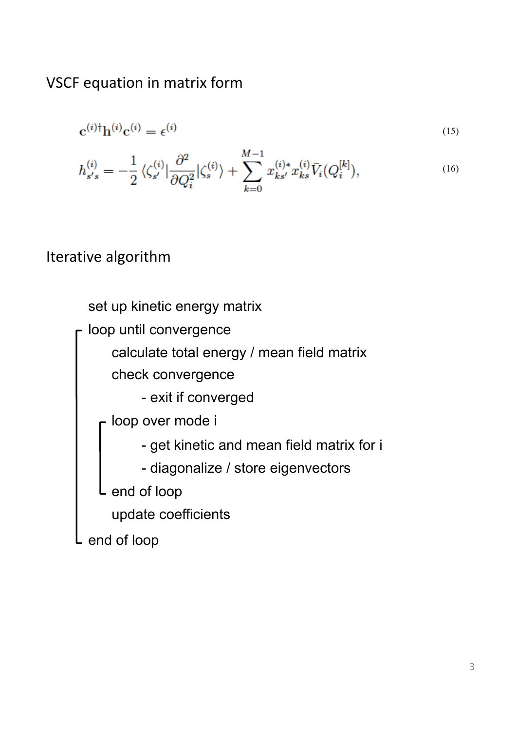## VSCF equation in matrix form

$$\mathbf{c}^{(i)\dagger}\mathbf{h}^{(i)}\mathbf{c}^{(i)} = \epsilon^{(i)} \tag{15}$$

$$h^{(i)}_{s's} = -\frac{1}{2}\langle\zeta^{(i)}_{s'}|\frac{\partial^2}{\partial Q_i^2}|\zeta^{(i)}_s\rangle + \sum_{k=0}^{M-1} x^{(i)*}_{ks'} x^{(i)}_{ks} \bar{V}_i(Q_i^{[k]}), \tag{16}$$

## Iterative algorithm

```
set up kinetic energy matrix
loop until convergence
    calculate total energy / mean field matrix
    check convergence
        - exit if converged
    loop over mode i
        - get kinetic and mean field matrix for i
        - diagonalize / store eigenvectors
    end of loop
    update coefficients
end of loop
```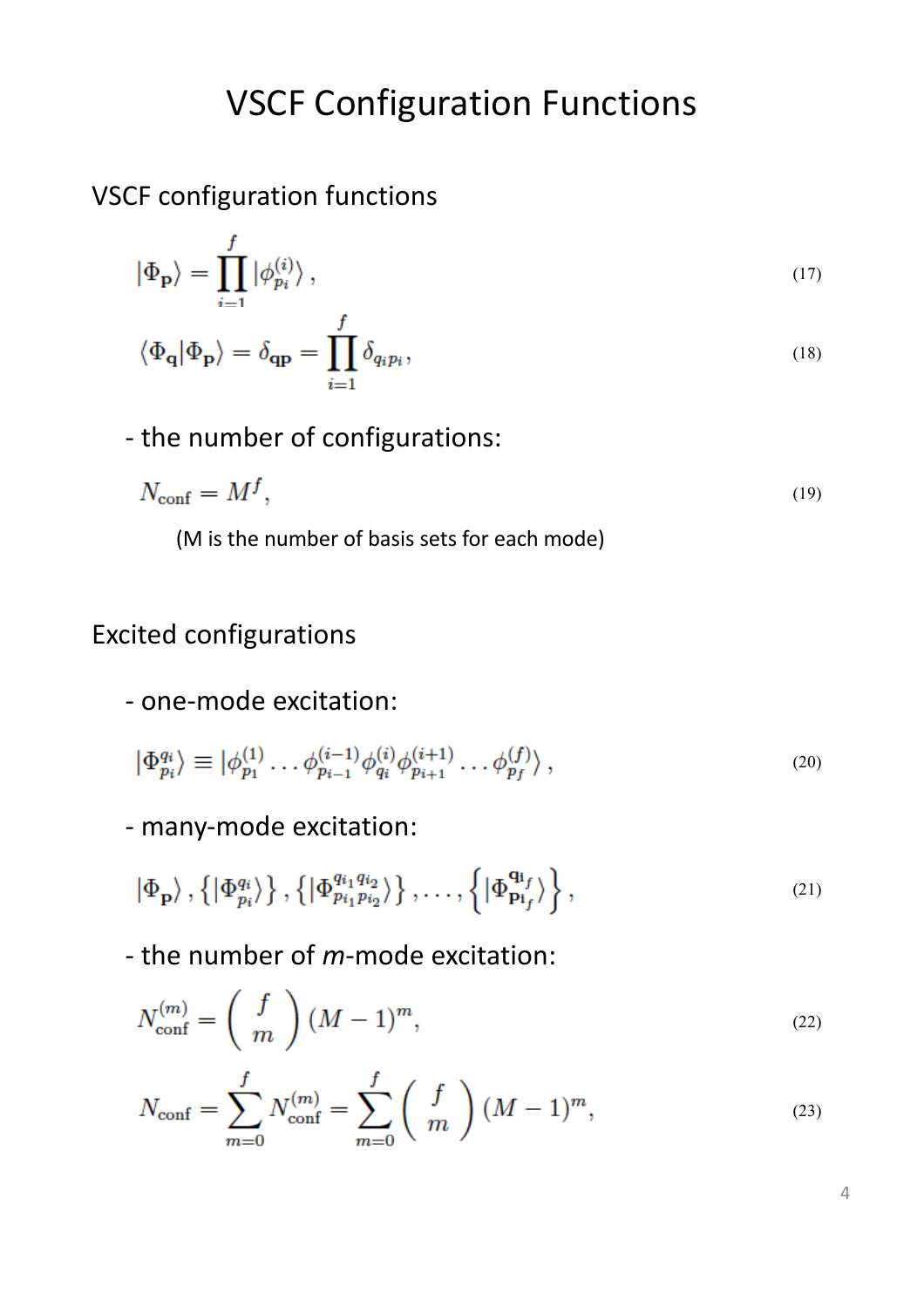# VSCF Configuration Functions

## VSCF configuration functions

$$|\Phi_{\mathbf{p}}\rangle = \prod_{i=1}^{f} |\phi_{p_i}^{(i)}\rangle\,, \tag{17}$$

$$\langle \Phi_{\mathbf{q}} | \Phi_{\mathbf{p}} \rangle = \delta_{\mathbf{qp}} = \prod_{i=1}^{f} \delta_{q_i p_i}\,, \tag{18}$$

- the number of configurations:

$$N_{\text{conf}} = M^f, \tag{19}$$

(M is the number of basis sets for each mode)

## Excited configurations

- one-mode excitation:

$$|\Phi_{p_i}^{q_i}\rangle \equiv |\phi_{p_1}^{(1)} \dots \phi_{p_{i-1}}^{(i-1)} \phi_{q_i}^{(i)} \phi_{p_{i+1}}^{(i+1)} \dots \phi_{p_f}^{(f)}\rangle\,, \tag{20}$$

- many-mode excitation:

$$|\Phi_{\mathbf{p}}\rangle\,, \left\{|\Phi_{p_i}^{q_i}\rangle\right\}, \left\{|\Phi_{p_{i_1} p_{i_2}}^{q_{i_1} q_{i_2}}\rangle\right\}, \dots, \left\{|\Phi_{\mathbf{p}_{\mathbf{i}_f}}^{\mathbf{q}_{\mathbf{i}_f}}\rangle\right\}, \tag{21}$$

- the number of *m*-mode excitation:

$$N_{\text{conf}}^{(m)} = \binom{f}{m} (M-1)^m, \tag{22}$$

$$N_{\text{conf}} = \sum_{m=0}^{f} N_{\text{conf}}^{(m)} = \sum_{m=0}^{f} \binom{f}{m} (M-1)^m, \tag{23}$$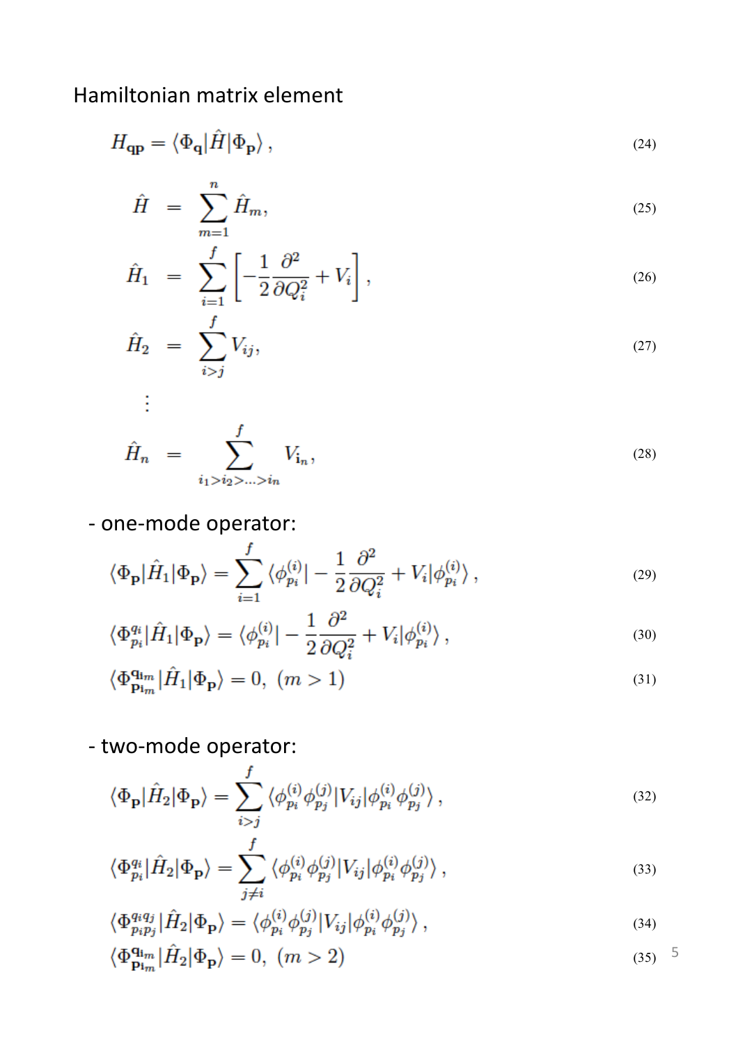## Hamiltonian matrix element

$$H_{\mathbf{qp}} = \langle \Phi_{\mathbf{q}} | \hat{H} | \Phi_{\mathbf{p}} \rangle \,, \tag{24}$$

$$\hat{H} = \sum_{m=1}^{n} \hat{H}_m, \tag{25}$$

$$\hat{H}_1 = \sum_{i=1}^{f} \left[ -\frac{1}{2} \frac{\partial^2}{\partial Q_i^2} + V_i \right], \tag{26}$$

$$\hat{H}_2 = \sum_{i>j}^{f} V_{ij}, \tag{27}$$

$$\vdots$$

$$\hat{H}_n = \sum_{i_1 > i_2 > \ldots > i_n}^{f} V_{\mathbf{i}_n}, \tag{28}$$

- one-mode operator:

$$\langle \Phi_{\mathbf{p}} | \hat{H}_1 | \Phi_{\mathbf{p}} \rangle = \sum_{i=1}^{f} \langle \phi_{p_i}^{(i)} | -\frac{1}{2} \frac{\partial^2}{\partial Q_i^2} + V_i | \phi_{p_i}^{(i)} \rangle \,, \tag{29}$$

$$\langle \Phi_{p_i}^{q_i} | \hat{H}_1 | \Phi_{\mathbf{p}} \rangle = \langle \phi_{p_i}^{(i)} | -\frac{1}{2} \frac{\partial^2}{\partial Q_i^2} + V_i | \phi_{p_i}^{(i)} \rangle \,, \tag{30}$$

$$\langle \Phi_{\mathbf{p}_{\mathbf{i}_m}}^{\mathbf{q}_{\mathbf{i}_m}} | \hat{H}_1 | \Phi_{\mathbf{p}} \rangle = 0, \;\; (m > 1) \tag{31}$$

- two-mode operator:

$$\langle \Phi_{\mathbf{p}} | \hat{H}_2 | \Phi_{\mathbf{p}} \rangle = \sum_{i>j}^{f} \langle \phi_{p_i}^{(i)} \phi_{p_j}^{(j)} | V_{ij} | \phi_{p_i}^{(i)} \phi_{p_j}^{(j)} \rangle \,, \tag{32}$$

$$\langle \Phi_{p_i}^{q_i} | \hat{H}_2 | \Phi_{\mathbf{p}} \rangle = \sum_{j \neq i}^{f} \langle \phi_{p_i}^{(i)} \phi_{p_j}^{(j)} | V_{ij} | \phi_{p_i}^{(i)} \phi_{p_j}^{(j)} \rangle \,, \tag{33}$$

$$\langle \Phi_{p_i p_j}^{q_i q_j} | \hat{H}_2 | \Phi_{\mathbf{p}} \rangle = \langle \phi_{p_i}^{(i)} \phi_{p_j}^{(j)} | V_{ij} | \phi_{p_i}^{(i)} \phi_{p_j}^{(j)} \rangle \,, \tag{34}$$

$$\langle \Phi_{\mathbf{p}_{\mathbf{i}_m}}^{\mathbf{q}_{\mathbf{i}_m}} | \hat{H}_2 | \Phi_{\mathbf{p}} \rangle = 0, \;\; (m > 2) \tag{35}$$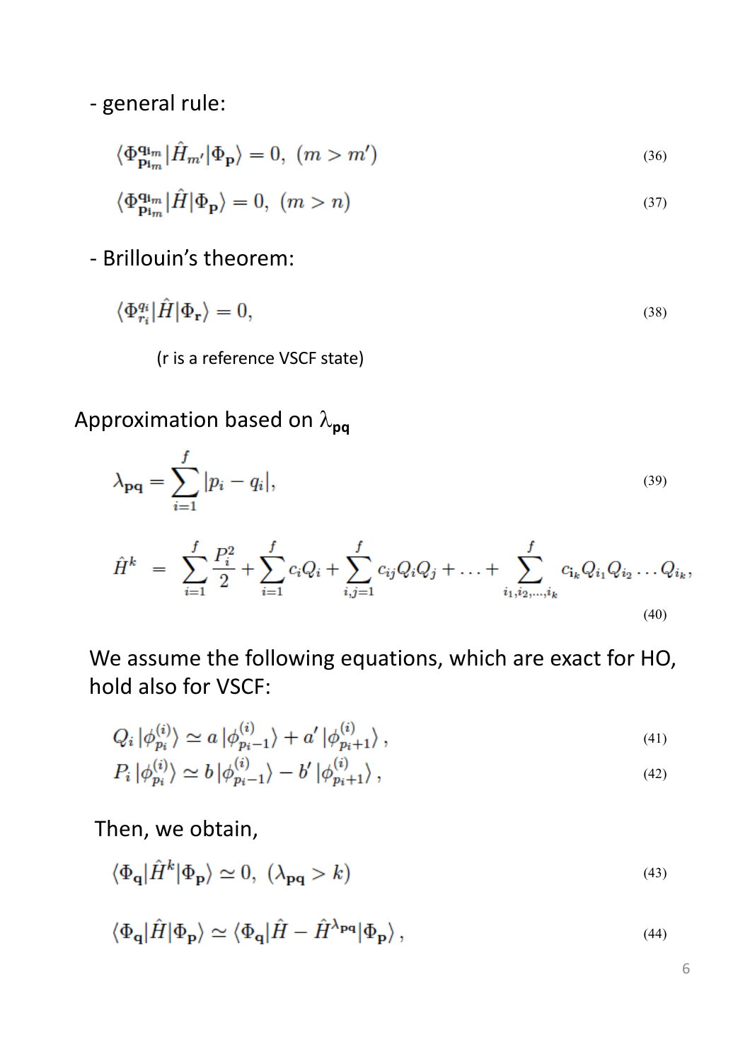- general rule:

$$\langle \Phi_{\mathbf{p}_{i_m}}^{\mathbf{q}_{i_m}} | \hat{H}_{m'} | \Phi_{\mathbf{p}} \rangle = 0, \ (m > m') \tag{36}$$

$$\langle \Phi_{\mathbf{p}_{i_m}}^{\mathbf{q}_{i_m}} | \hat{H} | \Phi_{\mathbf{p}} \rangle = 0, \ (m > n) \tag{37}$$

- Brillouin's theorem:

$$\langle \Phi_{r_i}^{q_i} | \hat{H} | \Phi_{\mathbf{r}} \rangle = 0, \tag{38}$$

(r is a reference VSCF state)

Approximation based on $\lambda_{\mathbf{pq}}$

$$\lambda_{\mathbf{pq}} = \sum_{i=1}^{f} |p_i - q_i|, \tag{39}$$

$$\hat{H}^k = \sum_{i=1}^{f} \frac{P_i^2}{2} + \sum_{i=1}^{f} c_i Q_i + \sum_{i,j=1}^{f} c_{ij} Q_i Q_j + \ldots + \sum_{i_1, i_2, \ldots, i_k}^{f} c_{i_k} Q_{i_1} Q_{i_2} \ldots Q_{i_k}, \tag{40}$$

We assume the following equations, which are exact for HO, hold also for VSCF:

$$Q_i \, |\phi_{p_i}^{(i)}\rangle \simeq a \, |\phi_{p_i-1}^{(i)}\rangle + a' \, |\phi_{p_i+1}^{(i)}\rangle \,, \tag{41}$$

$$P_i \, |\phi_{p_i}^{(i)}\rangle \simeq b \, |\phi_{p_i-1}^{(i)}\rangle - b' \, |\phi_{p_i+1}^{(i)}\rangle \,, \tag{42}$$

Then, we obtain,

$$\langle \Phi_{\mathbf{q}} | \hat{H}^k | \Phi_{\mathbf{p}} \rangle \simeq 0, \ (\lambda_{\mathbf{pq}} > k) \tag{43}$$

$$\langle \Phi_{\mathbf{q}} | \hat{H} | \Phi_{\mathbf{p}} \rangle \simeq \langle \Phi_{\mathbf{q}} | \hat{H} - \hat{H}^{\lambda_{\mathbf{pq}}} | \Phi_{\mathbf{p}} \rangle \,, \tag{44}$$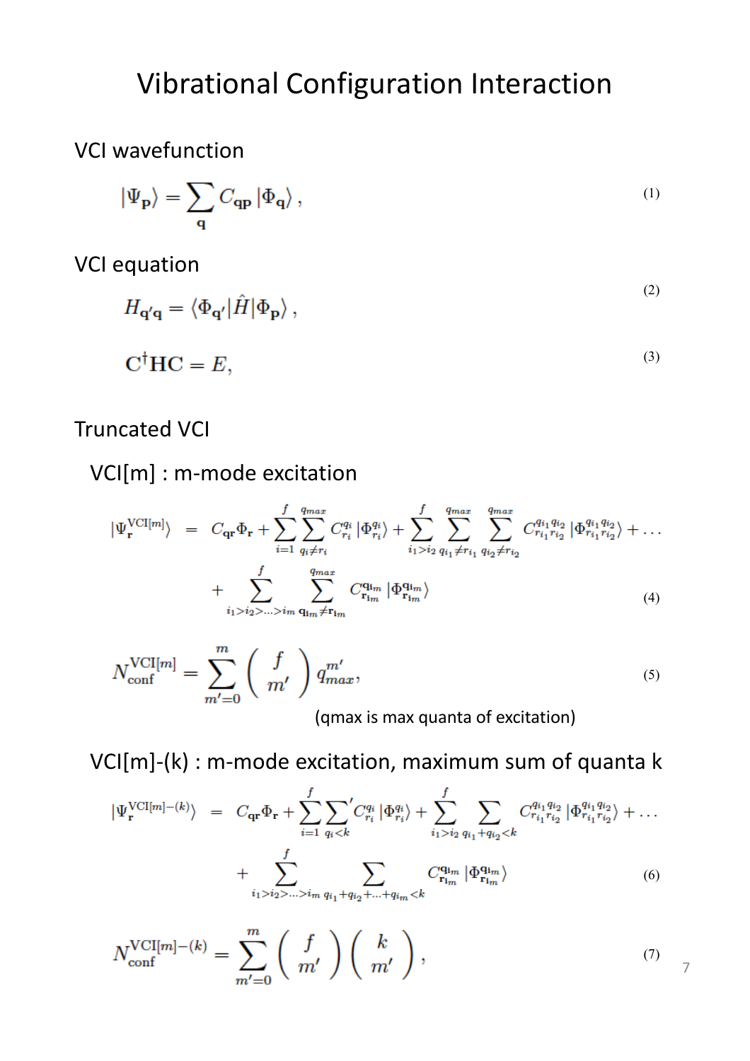# Vibrational Configuration Interaction

VCI wavefunction

$$|\Psi_{\mathbf{p}}\rangle = \sum_{\mathbf{q}} C_{\mathbf{qp}} |\Phi_{\mathbf{q}}\rangle \,, \tag{1}$$

VCI equation

$$H_{\mathbf{q}'\mathbf{q}} = \langle \Phi_{\mathbf{q}'} | \hat{H} | \Phi_{\mathbf{p}} \rangle \,, \tag{2}$$

$$\mathbf{C}^{\dagger}\mathbf{H}\mathbf{C} = E, \tag{3}$$

Truncated VCI

VCI[m] : m-mode excitation

$$\begin{aligned} |\Psi_{\mathbf{r}}^{\mathrm{VCI}[m]}\rangle \;&=\; C_{\mathbf{qr}}\Phi_{\mathbf{r}} + \sum_{i=1}^{f}\sum_{q_i \neq r_i}^{q_{max}} C_{r_i}^{q_i} |\Phi_{r_i}^{q_i}\rangle + \sum_{i_1>i_2}^{f}\sum_{q_{i_1}\neq r_{i_1}}^{q_{max}}\sum_{q_{i_2}\neq r_{i_2}}^{q_{max}} C_{r_{i_1}r_{i_2}}^{q_{i_1}q_{i_2}} |\Phi_{r_{i_1}r_{i_2}}^{q_{i_1}q_{i_2}}\rangle + \ldots \\ &+ \sum_{i_1>i_2>\ldots>i_m}^{f} \sum_{\mathbf{q}_{\mathbf{i}_m}\neq \mathbf{r}_{\mathbf{i}_m}}^{q_{max}} C_{\mathbf{r}_{\mathbf{i}_m}}^{\mathbf{q}_{\mathbf{i}_m}} |\Phi_{\mathbf{r}_{\mathbf{i}_m}}^{\mathbf{q}_{\mathbf{i}_m}}\rangle \end{aligned} \tag{4}$$

$$N_{\mathrm{conf}}^{\mathrm{VCI}[m]} = \sum_{m'=0}^{m} \binom{f}{m'} q_{max}^{m'}, \tag{5}$$

(qmax is max quanta of excitation)

VCI[m]-(k) : m-mode excitation, maximum sum of quanta k

$$\begin{aligned} |\Psi_{\mathbf{r}}^{\mathrm{VCI}[m]-(k)}\rangle \;&=\; C_{\mathbf{qr}}\Phi_{\mathbf{r}} + \sum_{i=1}^{f}{\sum_{q_i<k}}' C_{r_i}^{q_i} |\Phi_{r_i}^{q_i}\rangle + \sum_{i_1>i_2}^{f}\sum_{q_{i_1}+q_{i_2}<k} C_{r_{i_1}r_{i_2}}^{q_{i_1}q_{i_2}} |\Phi_{r_{i_1}r_{i_2}}^{q_{i_1}q_{i_2}}\rangle + \ldots \\ &+ \sum_{i_1>i_2>\ldots>i_m}^{f} \sum_{q_{i_1}+q_{i_2}+\ldots+q_{i_m}<k} C_{\mathbf{r}_{\mathbf{i}_m}}^{\mathbf{q}_{\mathbf{i}_m}} |\Phi_{\mathbf{r}_{\mathbf{i}_m}}^{\mathbf{q}_{\mathbf{i}_m}}\rangle \end{aligned} \tag{6}$$

$$N_{\mathrm{conf}}^{\mathrm{VCI}[m]-(k)} = \sum_{m'=0}^{m} \binom{f}{m'} \binom{k}{m'}, \tag{7}$$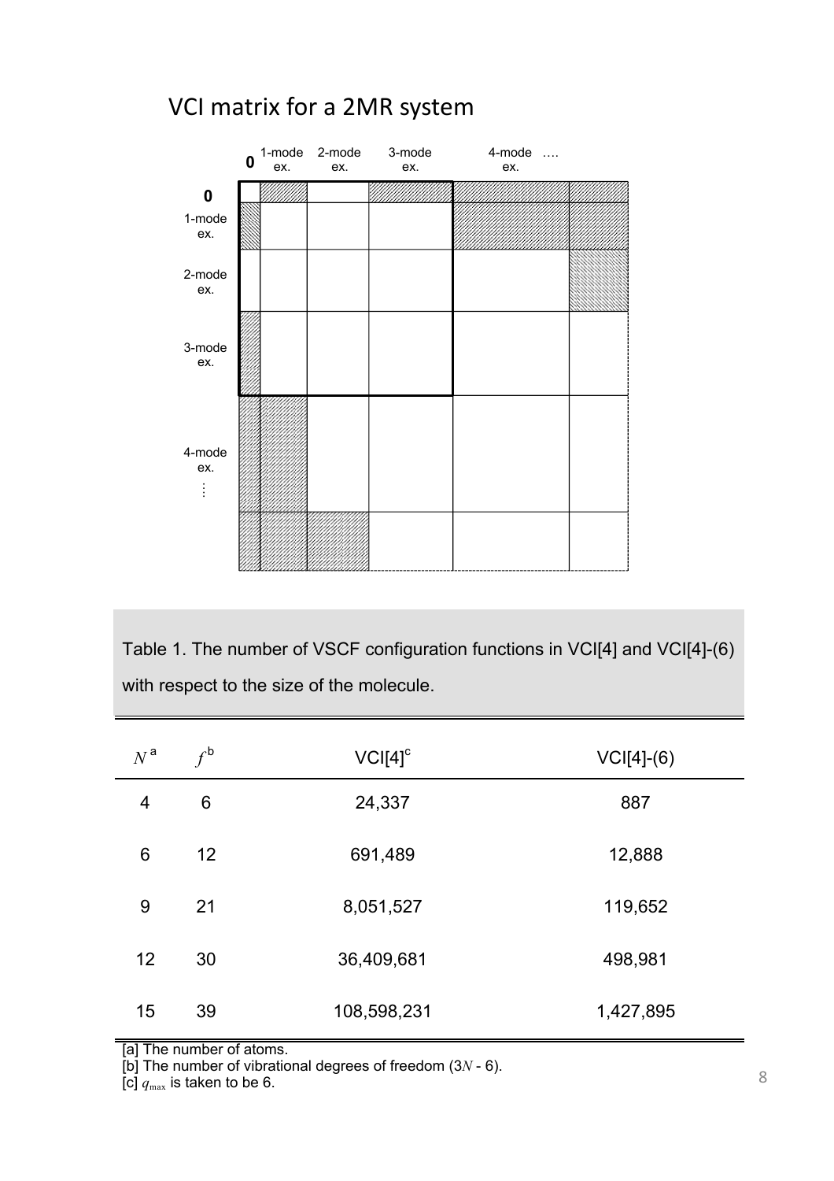VCI matrix for a 2MR system

|  | 0 | 1-mode ex. | 2-mode ex. | 3-mode ex. | 4-mode ex. .... |  |
|---|---|---|---|---|---|---|
| 0 |  |  |  |  |  |  |
| 1-mode ex. |  |  |  |  |  |  |
| 2-mode ex. |  |  |  |  |  |  |
| 3-mode ex. |  |  |  |  |  |  |
| 4-mode ex. ⋮ |  |  |  |  |  |  |
|  |  |  |  |  |  |  |

Table 1. The number of VSCF configuration functions in VCI[4] and VCI[4]-(6) with respect to the size of the molecule.

| $N$ [a] | $f$ [b] | VCI[4] [c] | VCI[4]-(6) |
|---|---|---|---|
| 4 | 6 | 24,337 | 887 |
| 6 | 12 | 691,489 | 12,888 |
| 9 | 21 | 8,051,527 | 119,652 |
| 12 | 30 | 36,409,681 | 498,981 |
| 15 | 39 | 108,598,231 | 1,427,895 |

[a] The number of atoms.
[b] The number of vibrational degrees of freedom ($3N - 6$).
[c] $q_{\max}$ is taken to be 6.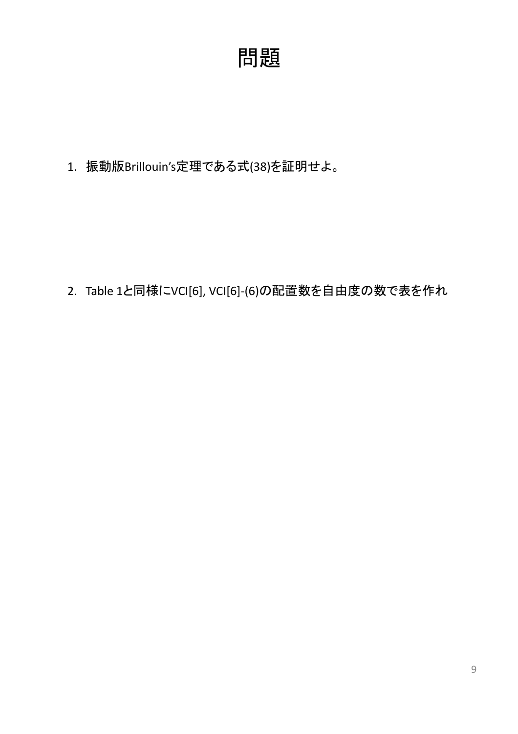# 問題

1. 振動版Brillouin's定理である式(38)を証明せよ。

2. Table 1と同様にVCI[6], VCI[6]-(6)の配置数を自由度の数で表を作れ